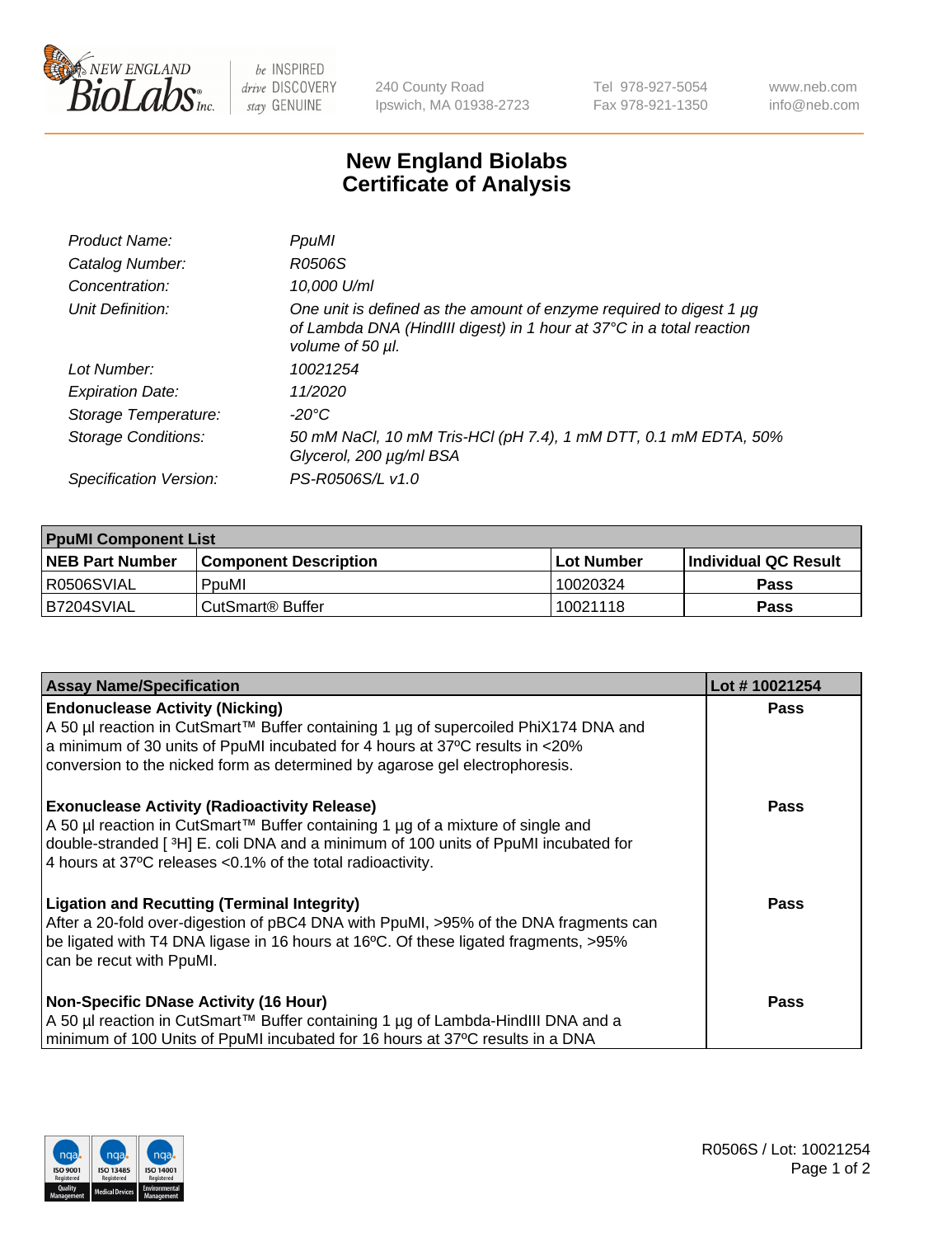NEW ENGLAND BioLabs Inc. — be INSPIRED drive DISCOVERY stay GENUINE

240 County Road
Ipswich, MA 01938-2723

Tel 978-927-5054
Fax 978-921-1350

www.neb.com
info@neb.com

# New England Biolabs Certificate of Analysis

| | |
|---|---|
| *Product Name:* | *PpuMI* |
| *Catalog Number:* | *R0506S* |
| *Concentration:* | *10,000 U/ml* |
| *Unit Definition:* | *One unit is defined as the amount of enzyme required to digest 1 µg of Lambda DNA (HindIII digest) in 1 hour at 37°C in a total reaction volume of 50 µl.* |
| *Lot Number:* | *10021254* |
| *Expiration Date:* | *11/2020* |
| *Storage Temperature:* | *-20°C* |
| *Storage Conditions:* | *50 mM NaCl, 10 mM Tris-HCl (pH 7.4), 1 mM DTT, 0.1 mM EDTA, 50% Glycerol, 200 µg/ml BSA* |
| *Specification Version:* | *PS-R0506S/L v1.0* |

| **PpuMI Component List** | | | |
|---|---|---|---|
| **NEB Part Number** | **Component Description** | **Lot Number** | **Individual QC Result** |
| R0506SVIAL | PpuMI | 10020324 | **Pass** |
| B7204SVIAL | CutSmart® Buffer | 10021118 | **Pass** |

| **Assay Name/Specification** | **Lot # 10021254** |
|---|---|
| **Endonuclease Activity (Nicking)**<br>A 50 µl reaction in CutSmart™ Buffer containing 1 µg of supercoiled PhiX174 DNA and a minimum of 30 units of PpuMI incubated for 4 hours at 37ºC results in <20% conversion to the nicked form as determined by agarose gel electrophoresis. | **Pass** |
| **Exonuclease Activity (Radioactivity Release)**<br>A 50 µl reaction in CutSmart™ Buffer containing 1 µg of a mixture of single and double-stranded [ $^3$H] E. coli DNA and a minimum of 100 units of PpuMI incubated for 4 hours at 37ºC releases <0.1% of the total radioactivity. | **Pass** |
| **Ligation and Recutting (Terminal Integrity)**<br>After a 20-fold over-digestion of pBC4 DNA with PpuMI, >95% of the DNA fragments can be ligated with T4 DNA ligase in 16 hours at 16ºC. Of these ligated fragments, >95% can be recut with PpuMI. | **Pass** |
| **Non-Specific DNase Activity (16 Hour)**<br>A 50 µl reaction in CutSmart™ Buffer containing 1 µg of Lambda-HindIII DNA and a minimum of 100 Units of PpuMI incubated for 16 hours at 37ºC results in a DNA | **Pass** |

R0506S / Lot: 10021254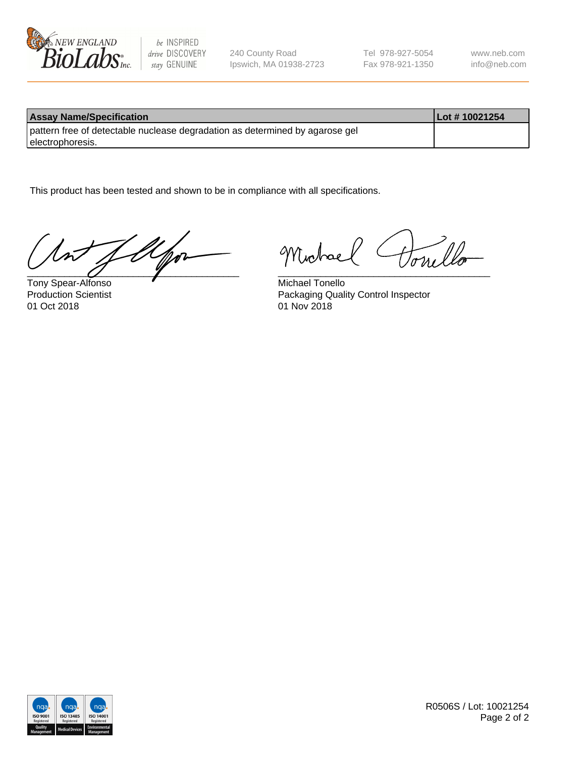| Assay Name/Specification | Lot # 10021254 |
|---|---|
| pattern free of detectable nuclease degradation as determined by agarose gel electrophoresis. | |

This product has been tested and shown to be in compliance with all specifications.

Tony Spear-Alfonso
Production Scientist
01 Oct 2018

Michael Tonello
Packaging Quality Control Inspector
01 Nov 2018

R0506S / Lot: 10021254